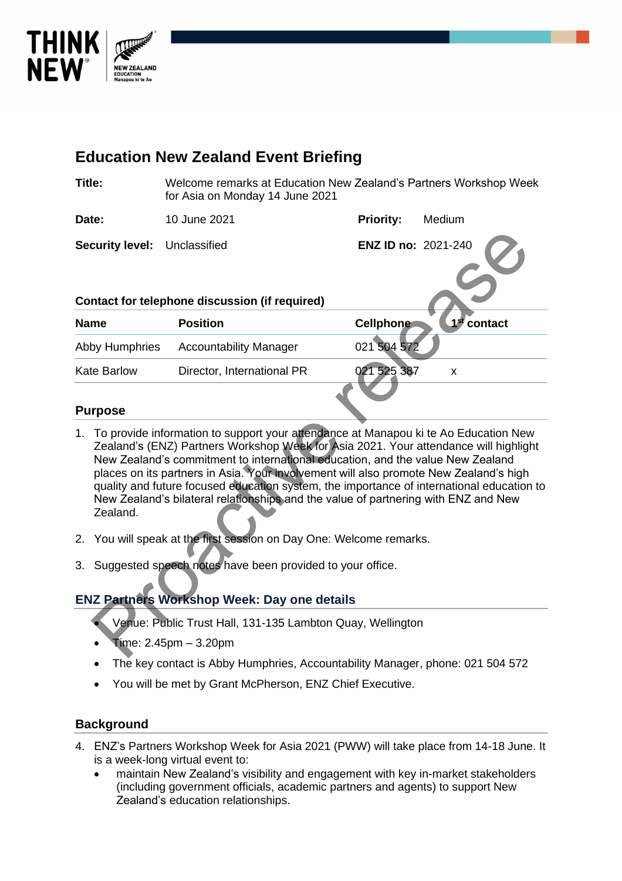# Education New Zealand Event Briefing

| | | | |
|---|---|---|---|
| **Title:** | Welcome remarks at Education New Zealand's Partners Workshop Week for Asia on Monday 14 June 2021 | | |
| **Date:** | 10 June 2021 | **Priority:** | Medium |
| **Security level:** | Unclassified | **ENZ ID no:** | 2021-240 |

**Contact for telephone discussion (if required)**

| Name | Position | Cellphone | 1st contact |
|---|---|---|---|
| Abby Humphries | Accountability Manager | 021 504 572 | |
| Kate Barlow | Director, International PR | 021 525 387 | x |

## Purpose

1. To provide information to support your attendance at Manapou ki te Ao Education New Zealand's (ENZ) Partners Workshop Week for Asia 2021. Your attendance will highlight New Zealand's commitment to international education, and the value New Zealand places on its partners in Asia. Your involvement will also promote New Zealand's high quality and future focused education system, the importance of international education to New Zealand's bilateral relationships and the value of partnering with ENZ and New Zealand.

2. You will speak at the first session on Day One: Welcome remarks.

3. Suggested speech notes have been provided to your office.

## ENZ Partners Workshop Week: Day one details

- Venue: Public Trust Hall, 131-135 Lambton Quay, Wellington
- Time: 2.45pm – 3.20pm
- The key contact is Abby Humphries, Accountability Manager, phone: 021 504 572
- You will be met by Grant McPherson, ENZ Chief Executive.

## Background

4. ENZ's Partners Workshop Week for Asia 2021 (PWW) will take place from 14-18 June. It is a week-long virtual event to:
   - maintain New Zealand's visibility and engagement with key in-market stakeholders (including government officials, academic partners and agents) to support New Zealand's education relationships.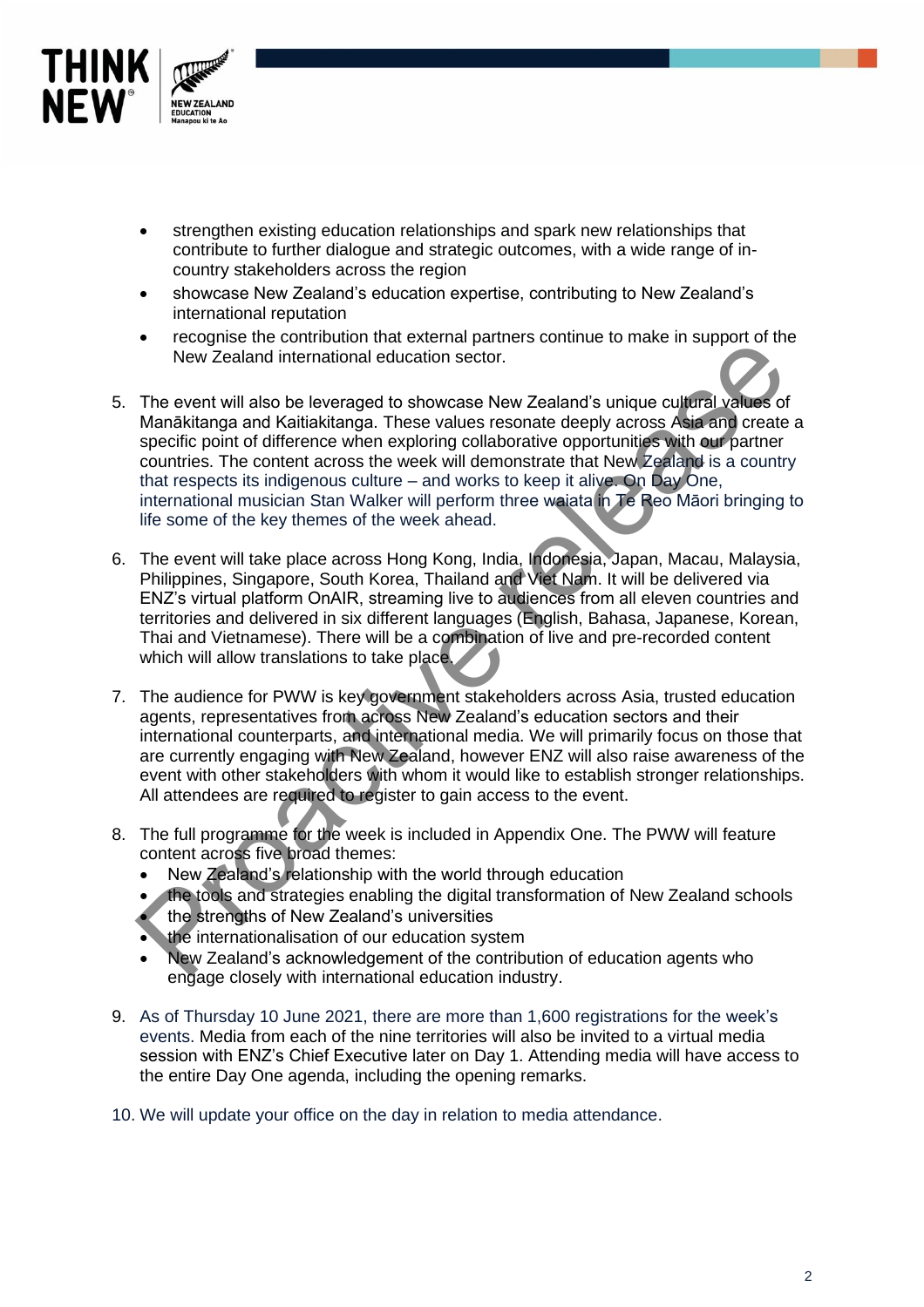- strengthen existing education relationships and spark new relationships that contribute to further dialogue and strategic outcomes, with a wide range of in-country stakeholders across the region
- showcase New Zealand's education expertise, contributing to New Zealand's international reputation
- recognise the contribution that external partners continue to make in support of the New Zealand international education sector.

5. The event will also be leveraged to showcase New Zealand's unique cultural values of Manākitanga and Kaitiakitanga. These values resonate deeply across Asia and create a specific point of difference when exploring collaborative opportunities with our partner countries. The content across the week will demonstrate that New Zealand is a country that respects its indigenous culture – and works to keep it alive. On Day One, international musician Stan Walker will perform three waiata in Te Reo Māori bringing to life some of the key themes of the week ahead.

6. The event will take place across Hong Kong, India, Indonesia, Japan, Macau, Malaysia, Philippines, Singapore, South Korea, Thailand and Viet Nam. It will be delivered via ENZ's virtual platform OnAIR, streaming live to audiences from all eleven countries and territories and delivered in six different languages (English, Bahasa, Japanese, Korean, Thai and Vietnamese). There will be a combination of live and pre-recorded content which will allow translations to take place.

7. The audience for PWW is key government stakeholders across Asia, trusted education agents, representatives from across New Zealand's education sectors and their international counterparts, and international media. We will primarily focus on those that are currently engaging with New Zealand, however ENZ will also raise awareness of the event with other stakeholders with whom it would like to establish stronger relationships. All attendees are required to register to gain access to the event.

8. The full programme for the week is included in Appendix One. The PWW will feature content across five broad themes:
   - New Zealand's relationship with the world through education
   - the tools and strategies enabling the digital transformation of New Zealand schools
   - the strengths of New Zealand's universities
   - the internationalisation of our education system
   - New Zealand's acknowledgement of the contribution of education agents who engage closely with international education industry.

9. As of Thursday 10 June 2021, there are more than 1,600 registrations for the week's events. Media from each of the nine territories will also be invited to a virtual media session with ENZ's Chief Executive later on Day 1. Attending media will have access to the entire Day One agenda, including the opening remarks.

10. We will update your office on the day in relation to media attendance.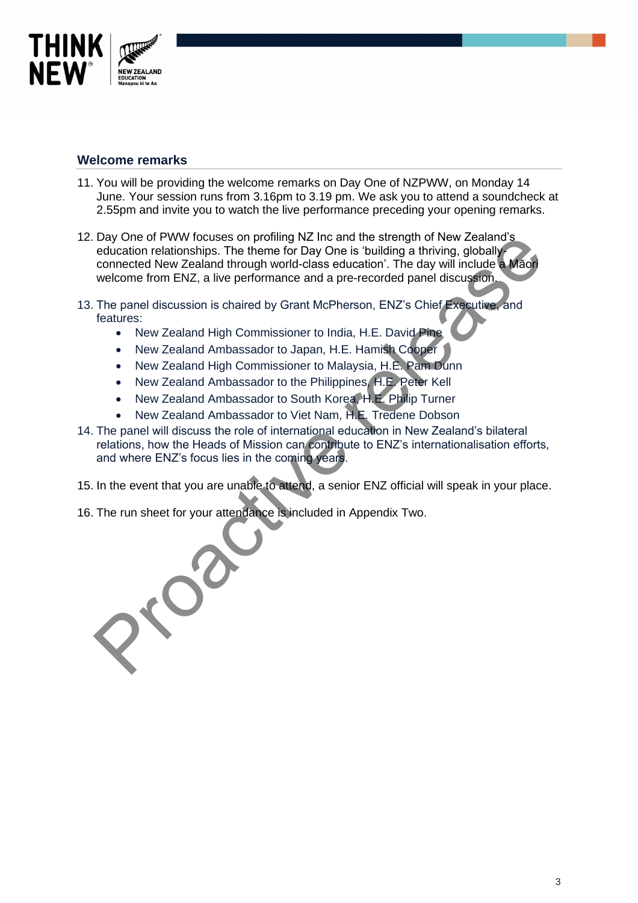## Welcome remarks

11. You will be providing the welcome remarks on Day One of NZPWW, on Monday 14 June. Your session runs from 3.16pm to 3.19 pm. We ask you to attend a soundcheck at 2.55pm and invite you to watch the live performance preceding your opening remarks.

12. Day One of PWW focuses on profiling NZ Inc and the strength of New Zealand's education relationships. The theme for Day One is 'building a thriving, globally-connected New Zealand through world-class education'. The day will include a Māori welcome from ENZ, a live performance and a pre-recorded panel discussion.

13. The panel discussion is chaired by Grant McPherson, ENZ's Chief Executive, and features:
    - New Zealand High Commissioner to India, H.E. David Pine
    - New Zealand Ambassador to Japan, H.E. Hamish Cooper
    - New Zealand High Commissioner to Malaysia, H.E. Pam Dunn
    - New Zealand Ambassador to the Philippines, H.E. Peter Kell
    - New Zealand Ambassador to South Korea, H.E. Philip Turner
    - New Zealand Ambassador to Viet Nam, H.E. Tredene Dobson

14. The panel will discuss the role of international education in New Zealand's bilateral relations, how the Heads of Mission can contribute to ENZ's internationalisation efforts, and where ENZ's focus lies in the coming years.

15. In the event that you are unable to attend, a senior ENZ official will speak in your place.

16. The run sheet for your attendance is included in Appendix Two.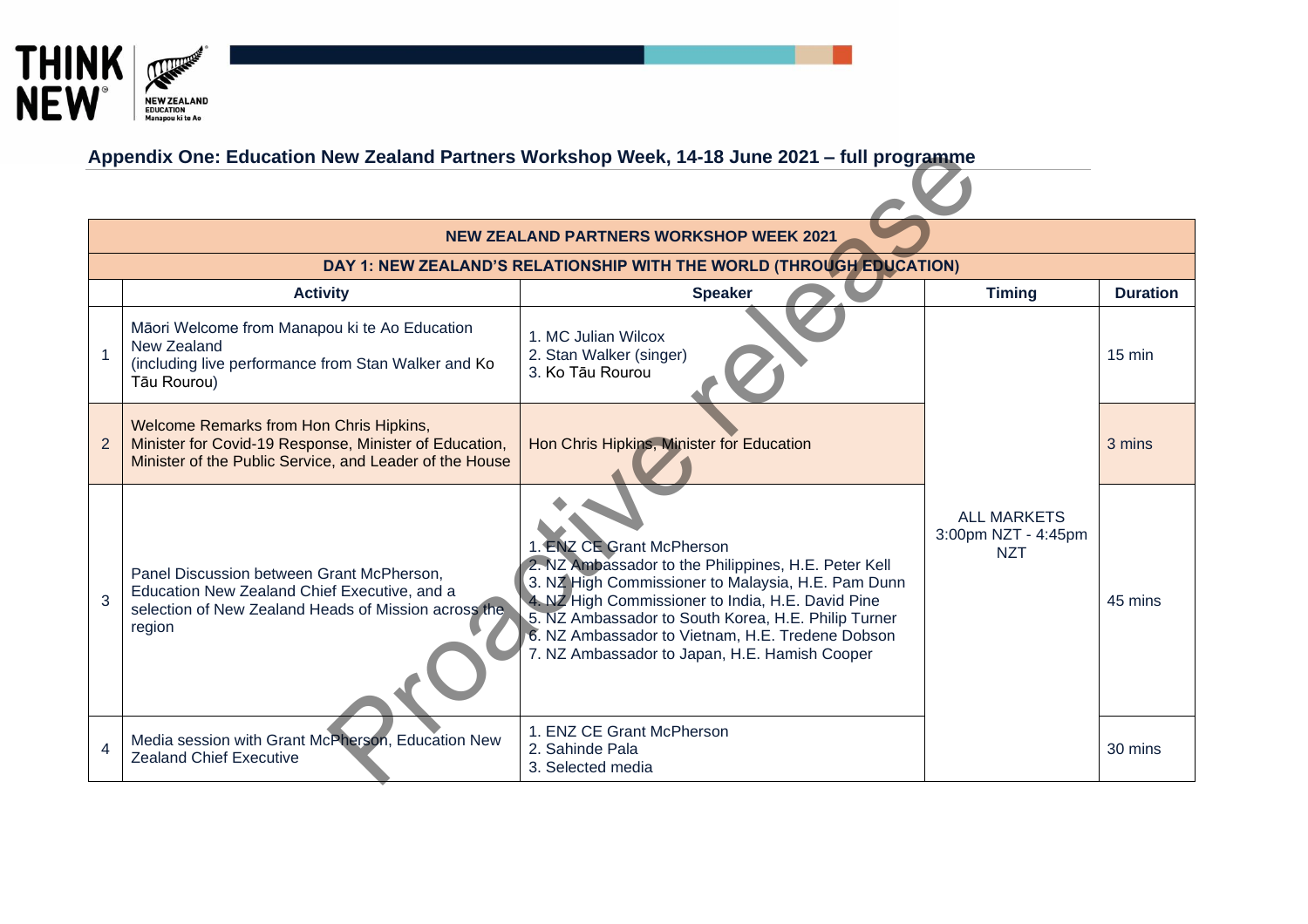## Appendix One: Education New Zealand Partners Workshop Week, 14-18 June 2021 – full programme

| NEW ZEALAND PARTNERS WORKSHOP WEEK 2021 | | | | |
|---|---|---|---|---|
| **DAY 1: NEW ZEALAND'S RELATIONSHIP WITH THE WORLD (THROUGH EDUCATION)** | | | | |
| | **Activity** | **Speaker** | **Timing** | **Duration** |
| 1 | Māori Welcome from Manapou ki te Ao Education New Zealand (including live performance from Stan Walker and Ko Tāu Rourou) | 1. MC Julian Wilcox<br>2. Stan Walker (singer)<br>3. Ko Tāu Rourou | ALL MARKETS 3:00pm NZT - 4:45pm NZT | 15 min |
| 2 | Welcome Remarks from Hon Chris Hipkins, Minister for Covid-19 Response, Minister of Education, Minister of the Public Service, and Leader of the House | Hon Chris Hipkins, Minister for Education | | 3 mins |
| 3 | Panel Discussion between Grant McPherson, Education New Zealand Chief Executive, and a selection of New Zealand Heads of Mission across the region | 1. ENZ CE Grant McPherson<br>2. NZ Ambassador to the Philippines, H.E. Peter Kell<br>3. NZ High Commissioner to Malaysia, H.E. Pam Dunn<br>4. NZ High Commissioner to India, H.E. David Pine<br>5. NZ Ambassador to South Korea, H.E. Philip Turner<br>6. NZ Ambassador to Vietnam, H.E. Tredene Dobson<br>7. NZ Ambassador to Japan, H.E. Hamish Cooper | | 45 mins |
| 4 | Media session with Grant McPherson, Education New Zealand Chief Executive | 1. ENZ CE Grant McPherson<br>2. Sahinde Pala<br>3. Selected media | | 30 mins |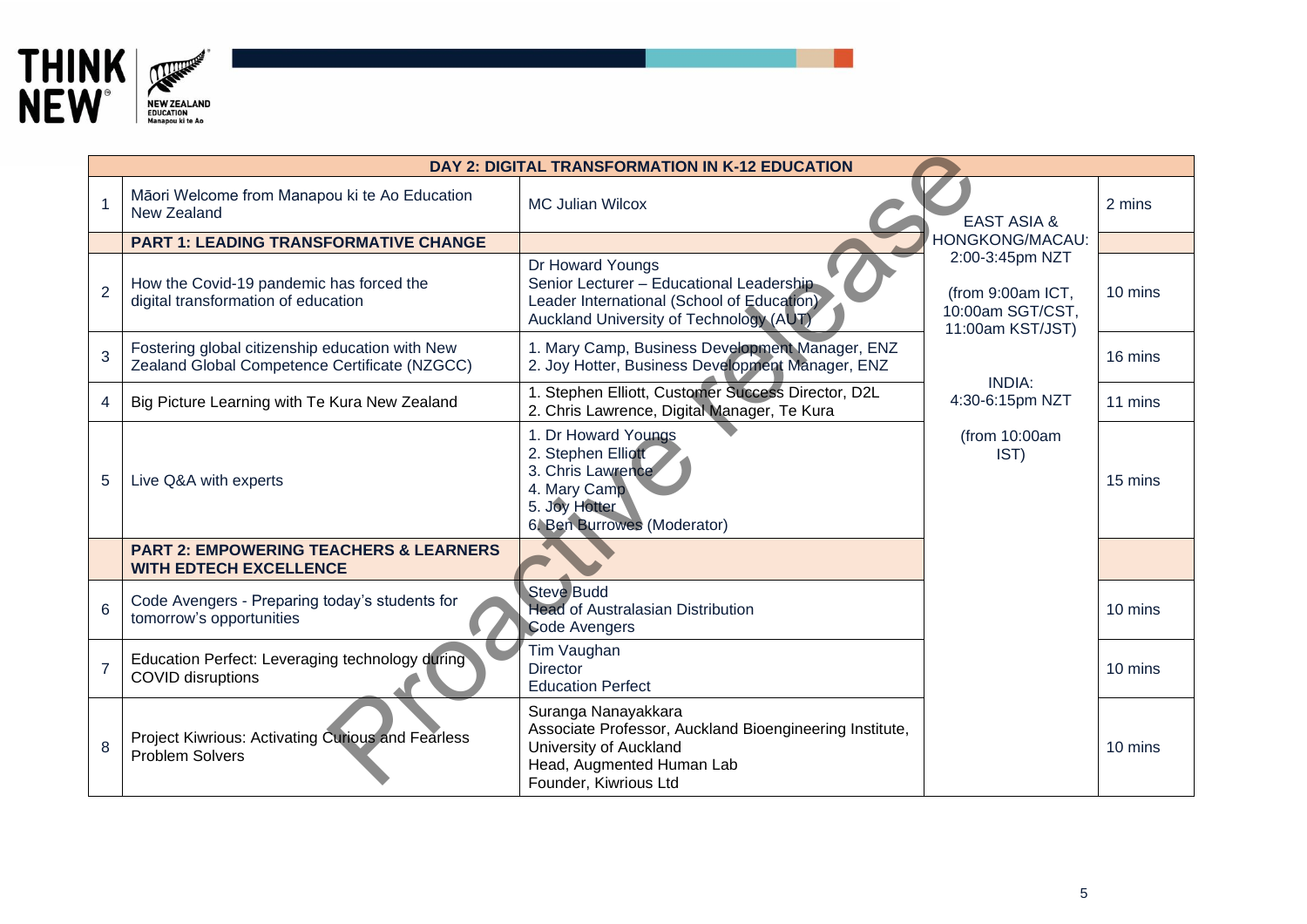| DAY 2: DIGITAL TRANSFORMATION IN K-12 EDUCATION | | | | |
|---|---|---|---|---|
| 1 | Māori Welcome from Manapou ki te Ao Education New Zealand | MC Julian Wilcox | EAST ASIA & HONGKONG/MACAU: 2:00-3:45pm NZT<br><br>(from 9:00am ICT, 10:00am SGT/CST, 11:00am KST/JST)<br><br>INDIA: 4:30-6:15pm NZT<br><br>(from 10:00am IST) | 2 mins |
| | **PART 1: LEADING TRANSFORMATIVE CHANGE** | | | |
| 2 | How the Covid-19 pandemic has forced the digital transformation of education | Dr Howard Youngs<br>Senior Lecturer – Educational Leadership<br>Leader International (School of Education)<br>Auckland University of Technology (AUT) | | 10 mins |
| 3 | Fostering global citizenship education with New Zealand Global Competence Certificate (NZGCC) | 1. Mary Camp, Business Development Manager, ENZ<br>2. Joy Hotter, Business Development Manager, ENZ | | 16 mins |
| 4 | Big Picture Learning with Te Kura New Zealand | 1. Stephen Elliott, Customer Success Director, D2L<br>2. Chris Lawrence, Digital Manager, Te Kura | | 11 mins |
| 5 | Live Q&A with experts | 1. Dr Howard Youngs<br>2. Stephen Elliott<br>3. Chris Lawrence<br>4. Mary Camp<br>5. Joy Hotter<br>6. Ben Burrowes (Moderator) | | 15 mins |
| | **PART 2: EMPOWERING TEACHERS & LEARNERS WITH EDTECH EXCELLENCE** | | | |
| 6 | Code Avengers - Preparing today's students for tomorrow's opportunities | Steve Budd<br>Head of Australasian Distribution<br>Code Avengers | | 10 mins |
| 7 | Education Perfect: Leveraging technology during COVID disruptions | Tim Vaughan<br>Director<br>Education Perfect | | 10 mins |
| 8 | Project Kiwrious: Activating Curious and Fearless Problem Solvers | Suranga Nanayakkara<br>Associate Professor, Auckland Bioengineering Institute, University of Auckland<br>Head, Augmented Human Lab<br>Founder, Kiwrious Ltd | | 10 mins |

Proactive release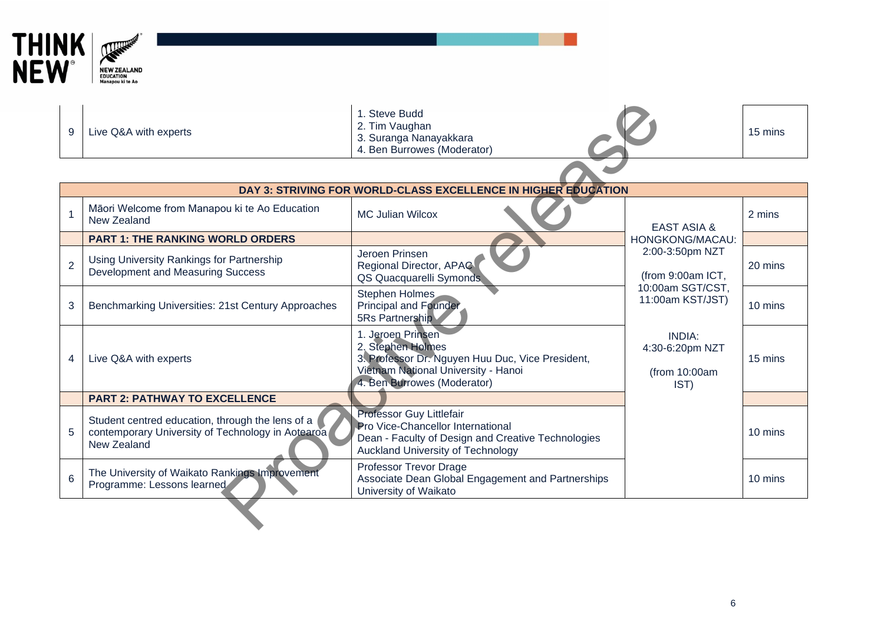| 9 | Live Q&A with experts | 1. Steve Budd<br>2. Tim Vaughan<br>3. Suranga Nanayakkara<br>4. Ben Burrowes (Moderator) | | 15 mins |
|---|---|---|---|---|

| **DAY 3: STRIVING FOR WORLD-CLASS EXCELLENCE IN HIGHER EDUCATION** | | | | |
|---|---|---|---|---|
| 1 | Māori Welcome from Manapou ki te Ao Education New Zealand | MC Julian Wilcox | EAST ASIA & HONGKONG/MACAU: 2:00-3:50pm NZT (from 9:00am ICT, 10:00am SGT/CST, 11:00am KST/JST)<br><br>INDIA: 4:30-6:20pm NZT (from 10:00am IST) | 2 mins |
| | **PART 1: THE RANKING WORLD ORDERS** | | | |
| 2 | Using University Rankings for Partnership Development and Measuring Success | Jeroen Prinsen<br>Regional Director, APAC<br>QS Quacquarelli Symonds | | 20 mins |
| 3 | Benchmarking Universities: 21st Century Approaches | Stephen Holmes<br>Principal and Founder<br>5Rs Partnership | | 10 mins |
| 4 | Live Q&A with experts | 1. Jeroen Prinsen<br>2. Stephen Holmes<br>3. Professor Dr. Nguyen Huu Duc, Vice President, Vietnam National University - Hanoi<br>4. Ben Burrowes (Moderator) | | 15 mins |
| | **PART 2: PATHWAY TO EXCELLENCE** | | | |
| 5 | Student centred education, through the lens of a contemporary University of Technology in Aotearoa New Zealand | Professor Guy Littlefair<br>Pro Vice-Chancellor International<br>Dean - Faculty of Design and Creative Technologies<br>Auckland University of Technology | | 10 mins |
| 6 | The University of Waikato Rankings Improvement Programme: Lessons learned | Professor Trevor Drage<br>Associate Dean Global Engagement and Partnerships<br>University of Waikato | | 10 mins |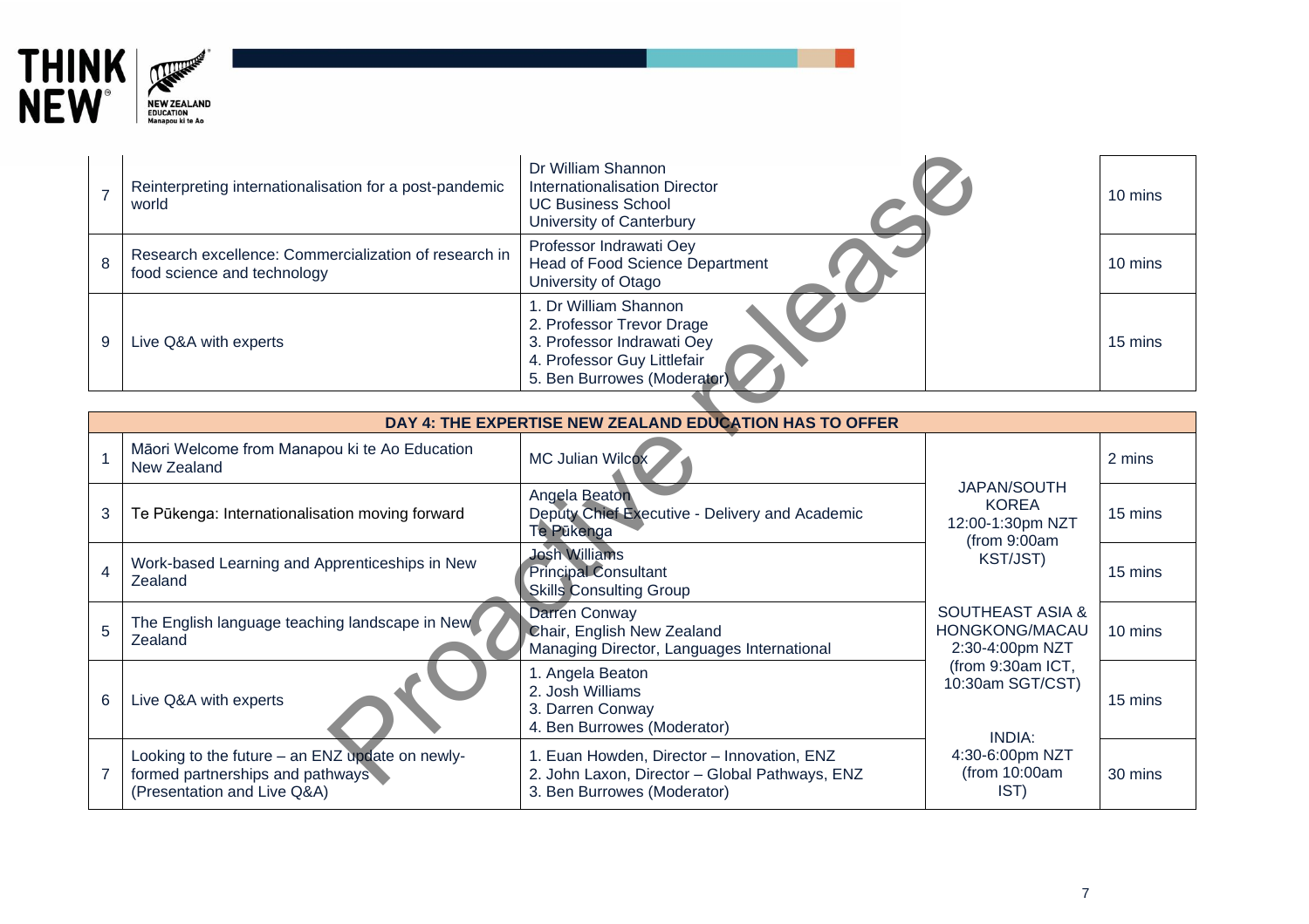| | | | | |
|---|---|---|---|---|
| 7 | Reinterpreting internationalisation for a post-pandemic world | Dr William Shannon<br>Internationalisation Director<br>UC Business School<br>University of Canterbury | | 10 mins |
| 8 | Research excellence: Commercialization of research in food science and technology | Professor Indrawati Oey<br>Head of Food Science Department<br>University of Otago | | 10 mins |
| 9 | Live Q&A with experts | 1. Dr William Shannon<br>2. Professor Trevor Drage<br>3. Professor Indrawati Oey<br>4. Professor Guy Littlefair<br>5. Ben Burrowes (Moderator) | | 15 mins |

| DAY 4: THE EXPERTISE NEW ZEALAND EDUCATION HAS TO OFFER | | | | |
|---|---|---|---|---|
| 1 | Māori Welcome from Manapou ki te Ao Education New Zealand | MC Julian Wilcox | JAPAN/SOUTH KOREA<br>12:00-1:30pm NZT<br>(from 9:00am KST/JST)<br><br>SOUTHEAST ASIA & HONGKONG/MACAU<br>2:30-4:00pm NZT<br>(from 9:30am ICT, 10:30am SGT/CST)<br><br>INDIA:<br>4:30-6:00pm NZT<br>(from 10:00am IST) | 2 mins |
| 3 | Te Pūkenga: Internationalisation moving forward | Angela Beaton<br>Deputy Chief Executive - Delivery and Academic<br>Te Pūkenga | | 15 mins |
| 4 | Work-based Learning and Apprenticeships in New Zealand | Josh Williams<br>Principal Consultant<br>Skills Consulting Group | | 15 mins |
| 5 | The English language teaching landscape in New Zealand | Darren Conway<br>Chair, English New Zealand<br>Managing Director, Languages International | | 10 mins |
| 6 | Live Q&A with experts | 1. Angela Beaton<br>2. Josh Williams<br>3. Darren Conway<br>4. Ben Burrowes (Moderator) | | 15 mins |
| 7 | Looking to the future – an ENZ update on newly-formed partnerships and pathways<br>(Presentation and Live Q&A) | 1. Euan Howden, Director – Innovation, ENZ<br>2. John Laxon, Director – Global Pathways, ENZ<br>3. Ben Burrowes (Moderator) | | 30 mins |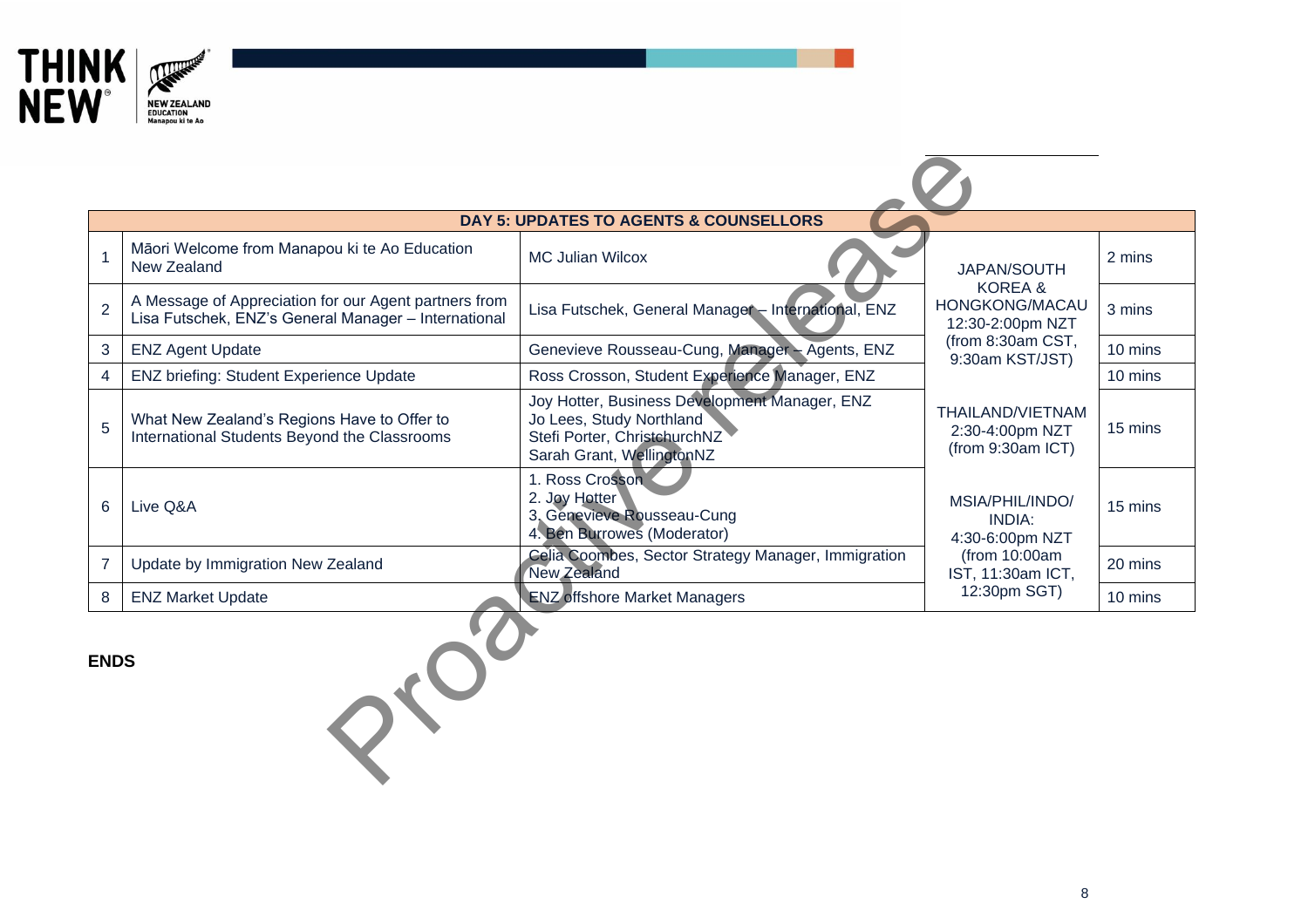| DAY 5: UPDATES TO AGENTS & COUNSELLORS | | | | |
|---|---|---|---|---|
| 1 | Māori Welcome from Manapou ki te Ao Education New Zealand | MC Julian Wilcox | JAPAN/SOUTH KOREA & HONGKONG/MACAU 12:30-2:00pm NZT (from 8:30am CST, 9:30am KST/JST) | 2 mins |
| 2 | A Message of Appreciation for our Agent partners from Lisa Futschek, ENZ's General Manager – International | Lisa Futschek, General Manager – International, ENZ | | 3 mins |
| 3 | ENZ Agent Update | Genevieve Rousseau-Cung, Manager – Agents, ENZ | | 10 mins |
| 4 | ENZ briefing: Student Experience Update | Ross Crosson, Student Experience Manager, ENZ | | 10 mins |
| 5 | What New Zealand's Regions Have to Offer to International Students Beyond the Classrooms | Joy Hotter, Business Development Manager, ENZ<br>Jo Lees, Study Northland<br>Stefi Porter, ChristchurchNZ<br>Sarah Grant, WellingtonNZ | THAILAND/VIETNAM 2:30-4:00pm NZT (from 9:30am ICT) | 15 mins |
| 6 | Live Q&A | 1. Ross Crosson<br>2. Joy Hotter<br>3. Genevieve Rousseau-Cung<br>4. Ben Burrowes (Moderator) | MSIA/PHIL/INDO/ INDIA: 4:30-6:00pm NZT (from 10:00am IST, 11:30am ICT, 12:30pm SGT) | 15 mins |
| 7 | Update by Immigration New Zealand | Celia Coombes, Sector Strategy Manager, Immigration New Zealand | | 20 mins |
| 8 | ENZ Market Update | ENZ offshore Market Managers | | 10 mins |

**ENDS**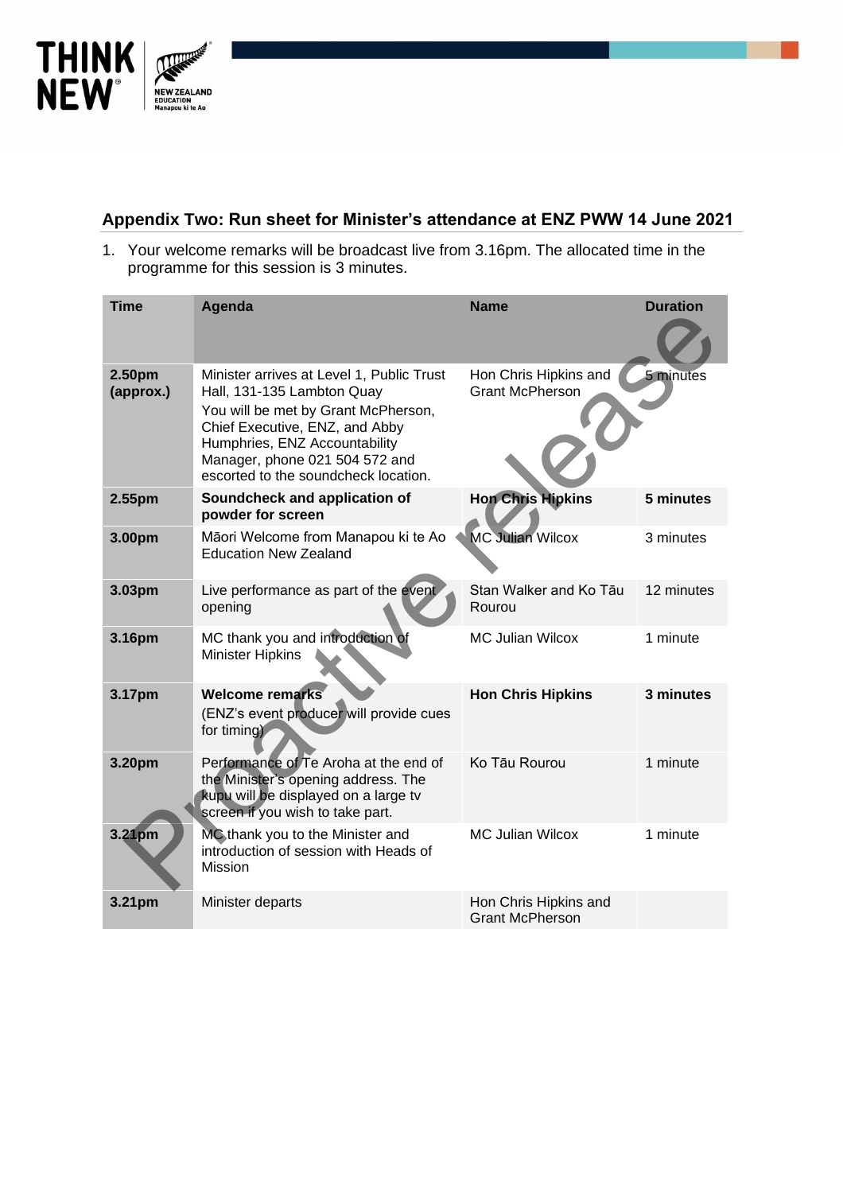## Appendix Two: Run sheet for Minister's attendance at ENZ PWW 14 June 2021

1. Your welcome remarks will be broadcast live from 3.16pm. The allocated time in the programme for this session is 3 minutes.

| Time | Agenda | Name | Duration |
|---|---|---|---|
| **2.50pm (approx.)** | Minister arrives at Level 1, Public Trust Hall, 131-135 Lambton Quay<br>You will be met by Grant McPherson, Chief Executive, ENZ, and Abby Humphries, ENZ Accountability Manager, phone 021 504 572 and escorted to the soundcheck location. | Hon Chris Hipkins and Grant McPherson | 5 minutes |
| **2.55pm** | **Soundcheck and application of powder for screen** | **Hon Chris Hipkins** | **5 minutes** |
| **3.00pm** | Māori Welcome from Manapou ki te Ao Education New Zealand | MC Julian Wilcox | 3 minutes |
| **3.03pm** | Live performance as part of the event opening | Stan Walker and Ko Tāu Rourou | 12 minutes |
| **3.16pm** | MC thank you and introduction of Minister Hipkins | MC Julian Wilcox | 1 minute |
| **3.17pm** | **Welcome remarks**<br>(ENZ's event producer will provide cues for timing) | **Hon Chris Hipkins** | **3 minutes** |
| **3.20pm** | Performance of Te Aroha at the end of the Minister's opening address. The kupu will be displayed on a large tv screen if you wish to take part. | Ko Tāu Rourou | 1 minute |
| **3.21pm** | MC thank you to the Minister and introduction of session with Heads of Mission | MC Julian Wilcox | 1 minute |
| **3.21pm** | Minister departs | Hon Chris Hipkins and Grant McPherson | |